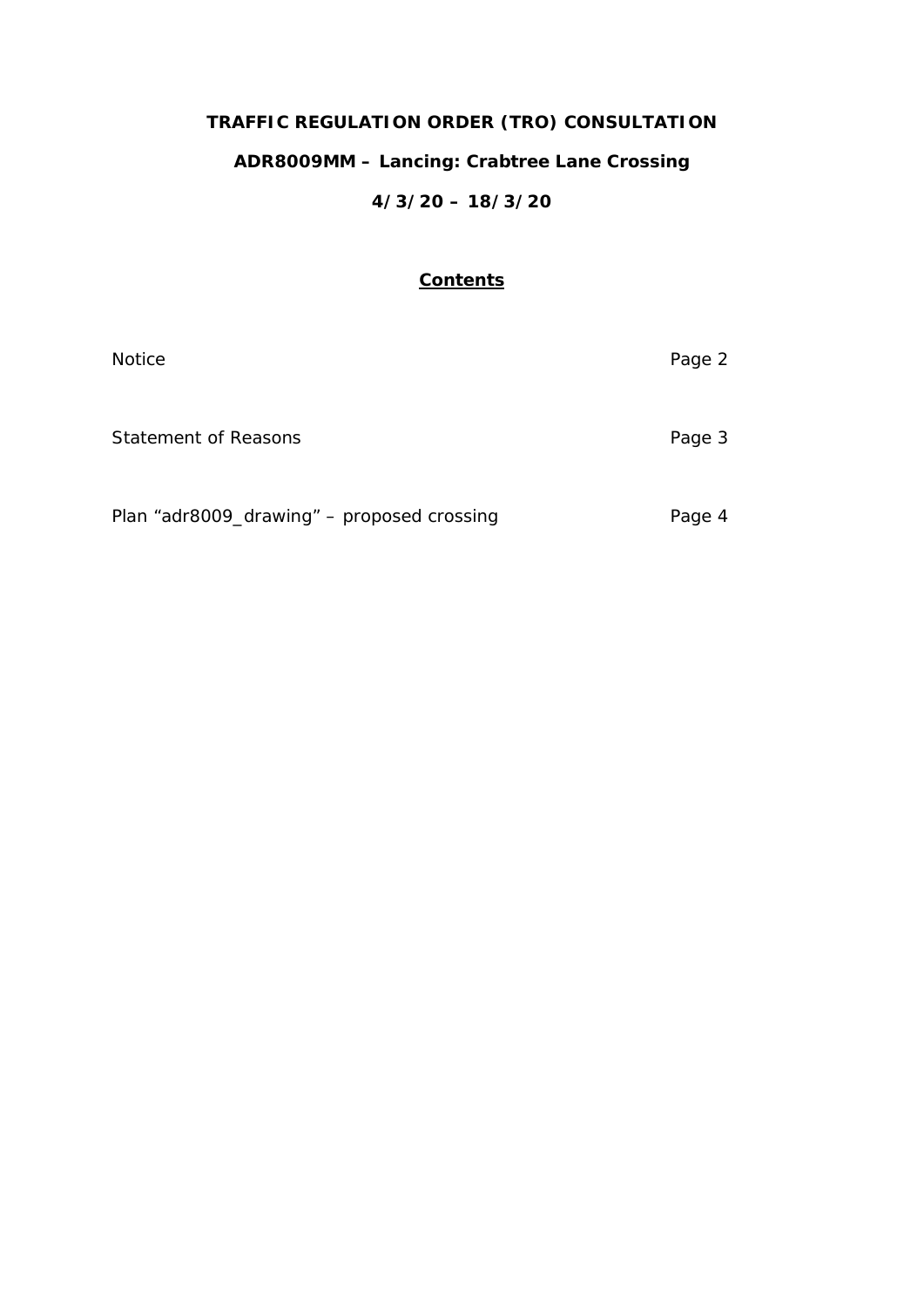# TRAFFIC REGULATION ORDER (TRO) CONSULTATION

## ADR8009MM – Lancing: Crabtree Lane Crossing

## 4/3/20 – 18/3/20

**Contents**

| | |
|---|---|
| Notice | Page 2 |
| Statement of Reasons | Page 3 |
| Plan “adr8009_drawing” – proposed crossing | Page 4 |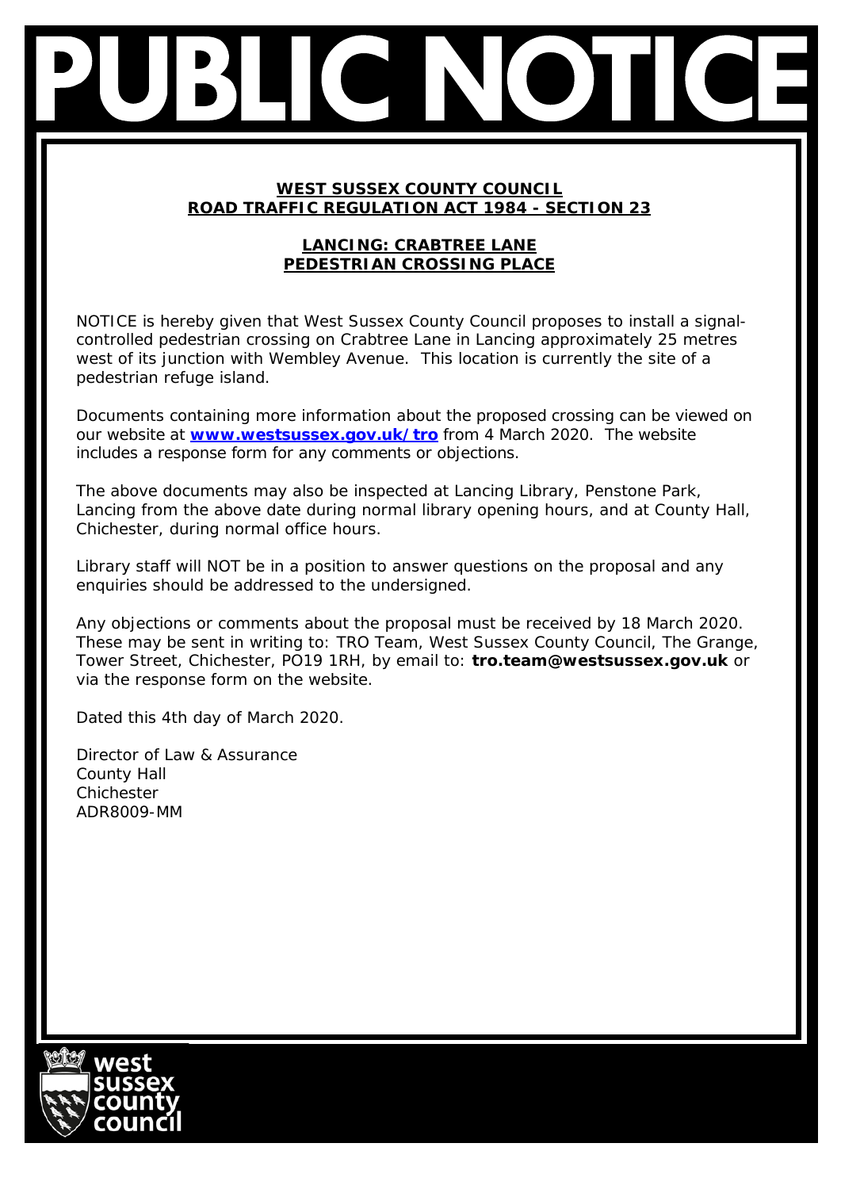# PUBLIC NOTICE

**WEST SUSSEX COUNTY COUNCIL**
**ROAD TRAFFIC REGULATION ACT 1984 - SECTION 23**

**LANCING: CRABTREE LANE**
**PEDESTRIAN CROSSING PLACE**

NOTICE is hereby given that West Sussex County Council proposes to install a signal-controlled pedestrian crossing on Crabtree Lane in Lancing approximately 25 metres west of its junction with Wembley Avenue. This location is currently the site of a pedestrian refuge island.

Documents containing more information about the proposed crossing can be viewed on our website at **www.westsussex.gov.uk/tro** from 4 March 2020. The website includes a response form for any comments or objections.

The above documents may also be inspected at Lancing Library, Penstone Park, Lancing from the above date during normal library opening hours, and at County Hall, Chichester, during normal office hours.

Library staff will NOT be in a position to answer questions on the proposal and any enquiries should be addressed to the undersigned.

Any objections or comments about the proposal must be received by 18 March 2020. These may be sent in writing to: TRO Team, West Sussex County Council, The Grange, Tower Street, Chichester, PO19 1RH, by email to: **tro.team@westsussex.gov.uk** or via the response form on the website.

Dated this 4th day of March 2020.

Director of Law & Assurance
County Hall
Chichester
ADR8009-MM

west sussex county council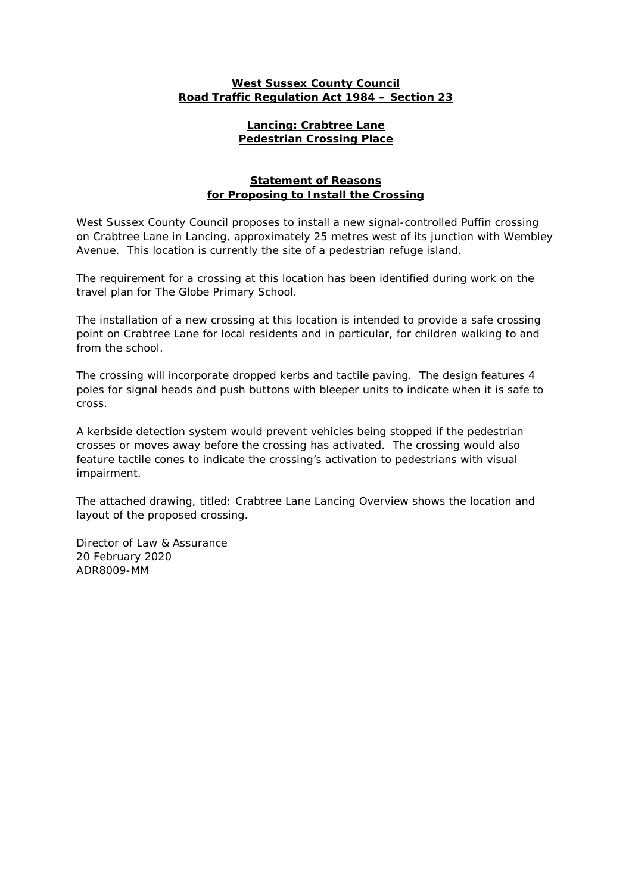**West Sussex County Council**
**Road Traffic Regulation Act 1984 – Section 23**

**Lancing: Crabtree Lane**
**Pedestrian Crossing Place**

**Statement of Reasons**
**for Proposing to Install the Crossing**

West Sussex County Council proposes to install a new signal-controlled Puffin crossing on Crabtree Lane in Lancing, approximately 25 metres west of its junction with Wembley Avenue. This location is currently the site of a pedestrian refuge island.

The requirement for a crossing at this location has been identified during work on the travel plan for The Globe Primary School.

The installation of a new crossing at this location is intended to provide a safe crossing point on Crabtree Lane for local residents and in particular, for children walking to and from the school.

The crossing will incorporate dropped kerbs and tactile paving. The design features 4 poles for signal heads and push buttons with bleeper units to indicate when it is safe to cross.

A kerbside detection system would prevent vehicles being stopped if the pedestrian crosses or moves away before the crossing has activated. The crossing would also feature tactile cones to indicate the crossing's activation to pedestrians with visual impairment.

The attached drawing, titled: Crabtree Lane Lancing Overview shows the location and layout of the proposed crossing.

Director of Law & Assurance
20 February 2020
ADR8009-MM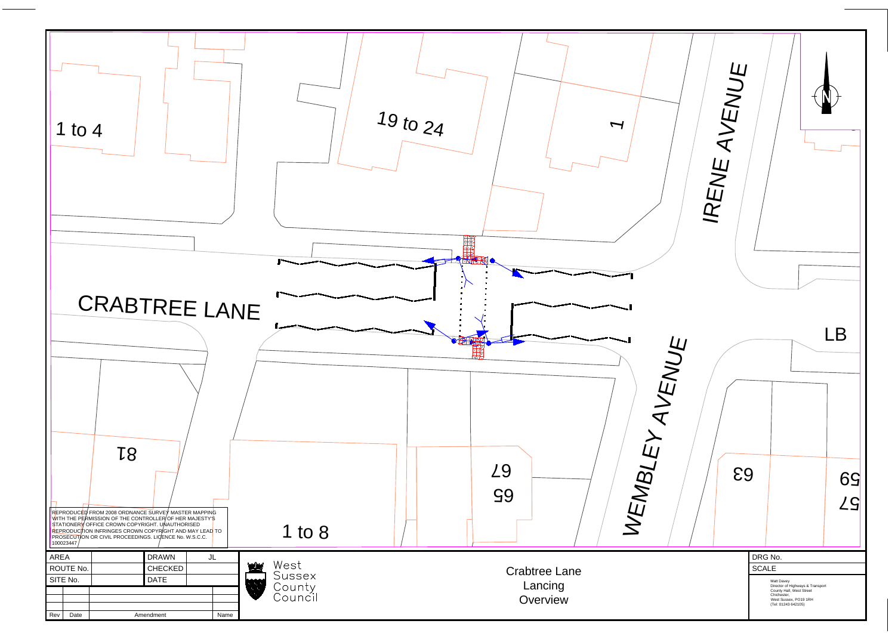1 to 4

19 to 24

1

IRENE AVENUE

CRABTREE LANE

LB

WEMBLEY AVENUE

81

67

65

63

59

57

1 to 8

N

REPRODUCED FROM 2008 ORDNANCE SURVEY MASTER MAPPING WITH THE PERMISSION OF THE CONTROLLER OF HER MAJESTY'S STATIONERY OFFICE CROWN COPYRIGHT. UNAUTHORISED REPRODUCTION INFRINGES CROWN COPYRIGHT AND MAY LEAD TO PROSECUTION OR CIVIL PROCEEDINGS. LICENCE No. W.S.C.C. 100023447

| | | | |
|---|---|---|---|
| AREA | | DRAWN | JL |
| ROUTE No. | | CHECKED | |
| SITE No. | | DATE | |

| Rev | Date | Amendment | Name |
|---|---|---|---|
| | | | |

West Sussex County Council

Crabtree Lane
Lancing
Overview

DRG No.

SCALE

Matt Davey
Director of Highways & Transport
County Hall, West Street
Chichester,
West Sussex, PO19 1RH
(Tel: 01243 642105)